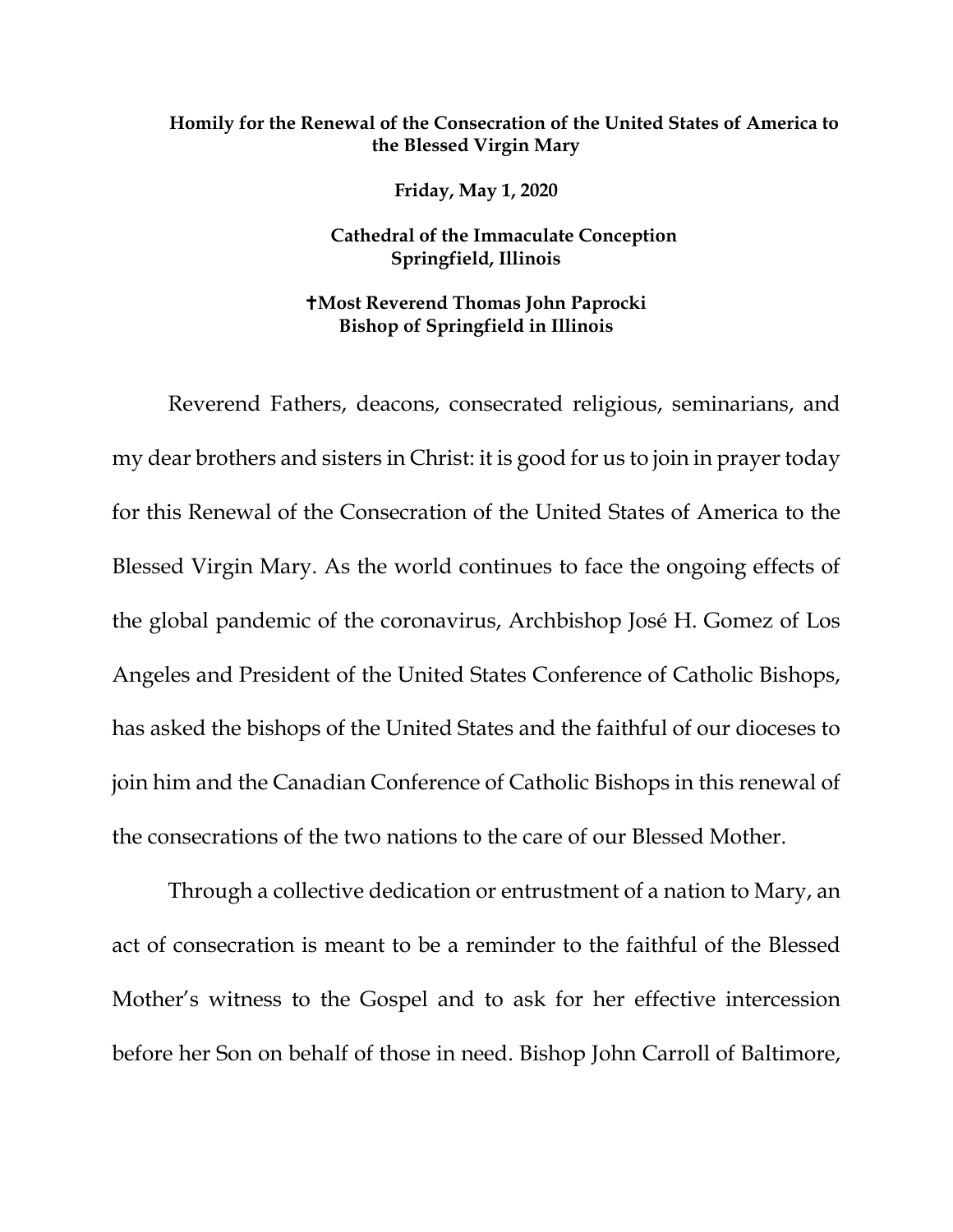**Homily for the Renewal of the Consecration of the United States of America to the Blessed Virgin Mary**

**Friday, May 1, 2020**

**Cathedral of the Immaculate Conception**
**Springfield, Illinois**

**✝Most Reverend Thomas John Paprocki**
**Bishop of Springfield in Illinois**

Reverend Fathers, deacons, consecrated religious, seminarians, and my dear brothers and sisters in Christ: it is good for us to join in prayer today for this Renewal of the Consecration of the United States of America to the Blessed Virgin Mary. As the world continues to face the ongoing effects of the global pandemic of the coronavirus, Archbishop José H. Gomez of Los Angeles and President of the United States Conference of Catholic Bishops, has asked the bishops of the United States and the faithful of our dioceses to join him and the Canadian Conference of Catholic Bishops in this renewal of the consecrations of the two nations to the care of our Blessed Mother.

Through a collective dedication or entrustment of a nation to Mary, an act of consecration is meant to be a reminder to the faithful of the Blessed Mother's witness to the Gospel and to ask for her effective intercession before her Son on behalf of those in need. Bishop John Carroll of Baltimore,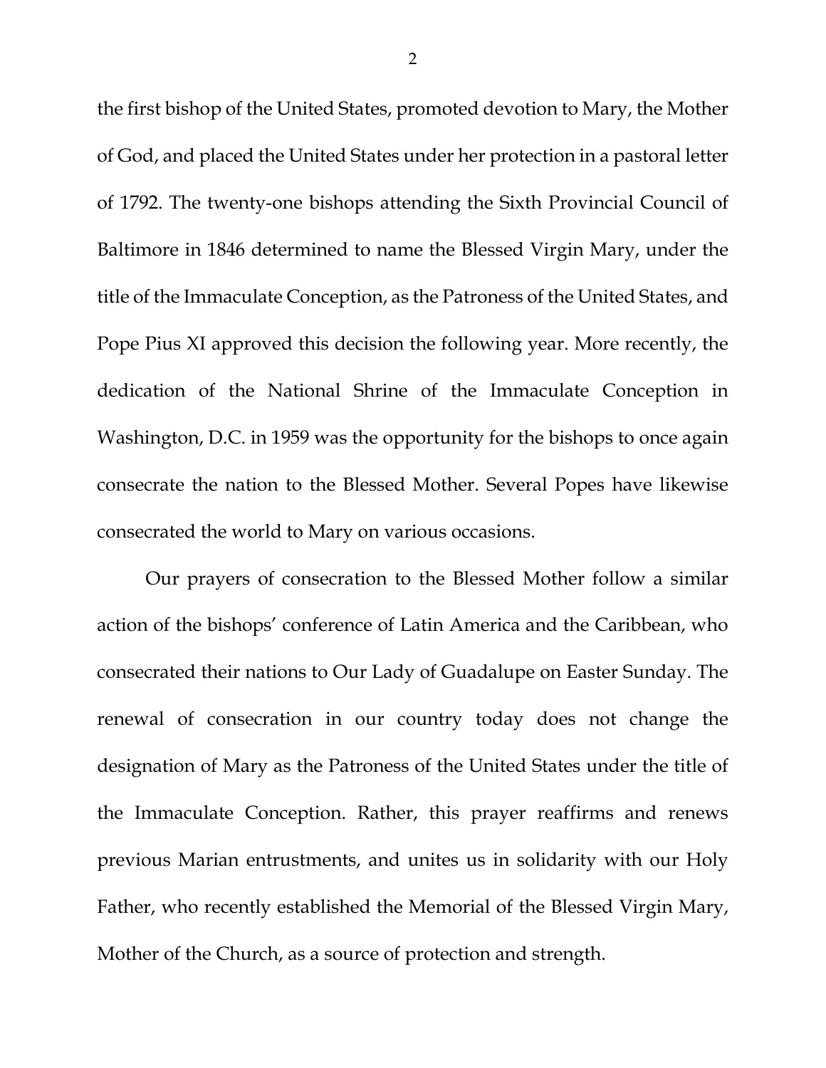the first bishop of the United States, promoted devotion to Mary, the Mother of God, and placed the United States under her protection in a pastoral letter of 1792. The twenty-one bishops attending the Sixth Provincial Council of Baltimore in 1846 determined to name the Blessed Virgin Mary, under the title of the Immaculate Conception, as the Patroness of the United States, and Pope Pius XI approved this decision the following year. More recently, the dedication of the National Shrine of the Immaculate Conception in Washington, D.C. in 1959 was the opportunity for the bishops to once again consecrate the nation to the Blessed Mother. Several Popes have likewise consecrated the world to Mary on various occasions.

Our prayers of consecration to the Blessed Mother follow a similar action of the bishops' conference of Latin America and the Caribbean, who consecrated their nations to Our Lady of Guadalupe on Easter Sunday. The renewal of consecration in our country today does not change the designation of Mary as the Patroness of the United States under the title of the Immaculate Conception. Rather, this prayer reaffirms and renews previous Marian entrustments, and unites us in solidarity with our Holy Father, who recently established the Memorial of the Blessed Virgin Mary, Mother of the Church, as a source of protection and strength.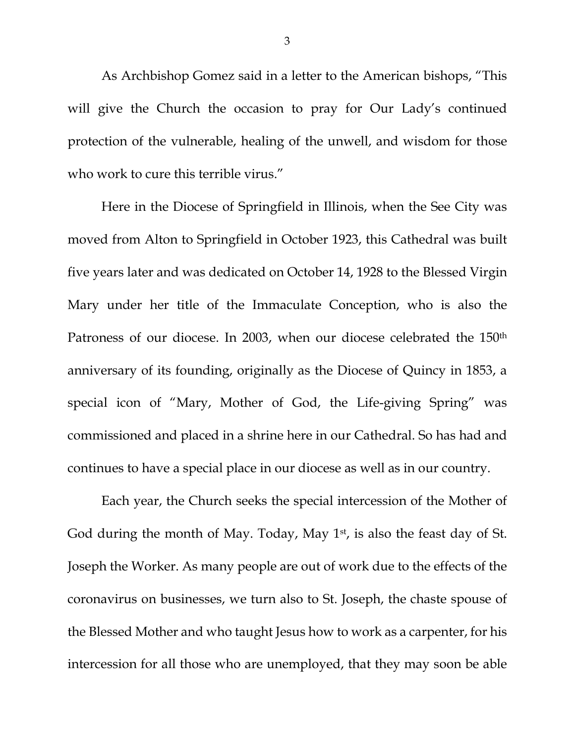As Archbishop Gomez said in a letter to the American bishops, "This will give the Church the occasion to pray for Our Lady's continued protection of the vulnerable, healing of the unwell, and wisdom for those who work to cure this terrible virus."

Here in the Diocese of Springfield in Illinois, when the See City was moved from Alton to Springfield in October 1923, this Cathedral was built five years later and was dedicated on October 14, 1928 to the Blessed Virgin Mary under her title of the Immaculate Conception, who is also the Patroness of our diocese. In 2003, when our diocese celebrated the 150th anniversary of its founding, originally as the Diocese of Quincy in 1853, a special icon of "Mary, Mother of God, the Life-giving Spring" was commissioned and placed in a shrine here in our Cathedral. So has had and continues to have a special place in our diocese as well as in our country.

Each year, the Church seeks the special intercession of the Mother of God during the month of May. Today, May 1st, is also the feast day of St. Joseph the Worker. As many people are out of work due to the effects of the coronavirus on businesses, we turn also to St. Joseph, the chaste spouse of the Blessed Mother and who taught Jesus how to work as a carpenter, for his intercession for all those who are unemployed, that they may soon be able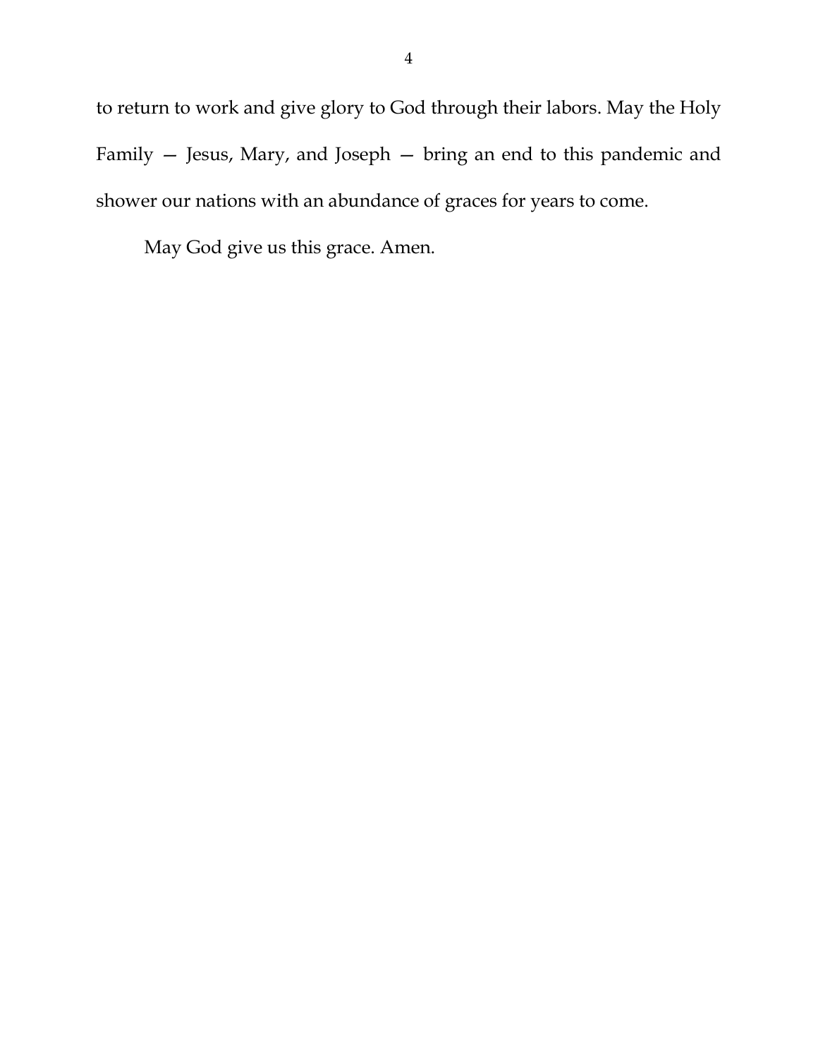to return to work and give glory to God through their labors. May the Holy Family — Jesus, Mary, and Joseph — bring an end to this pandemic and shower our nations with an abundance of graces for years to come.

May God give us this grace. Amen.